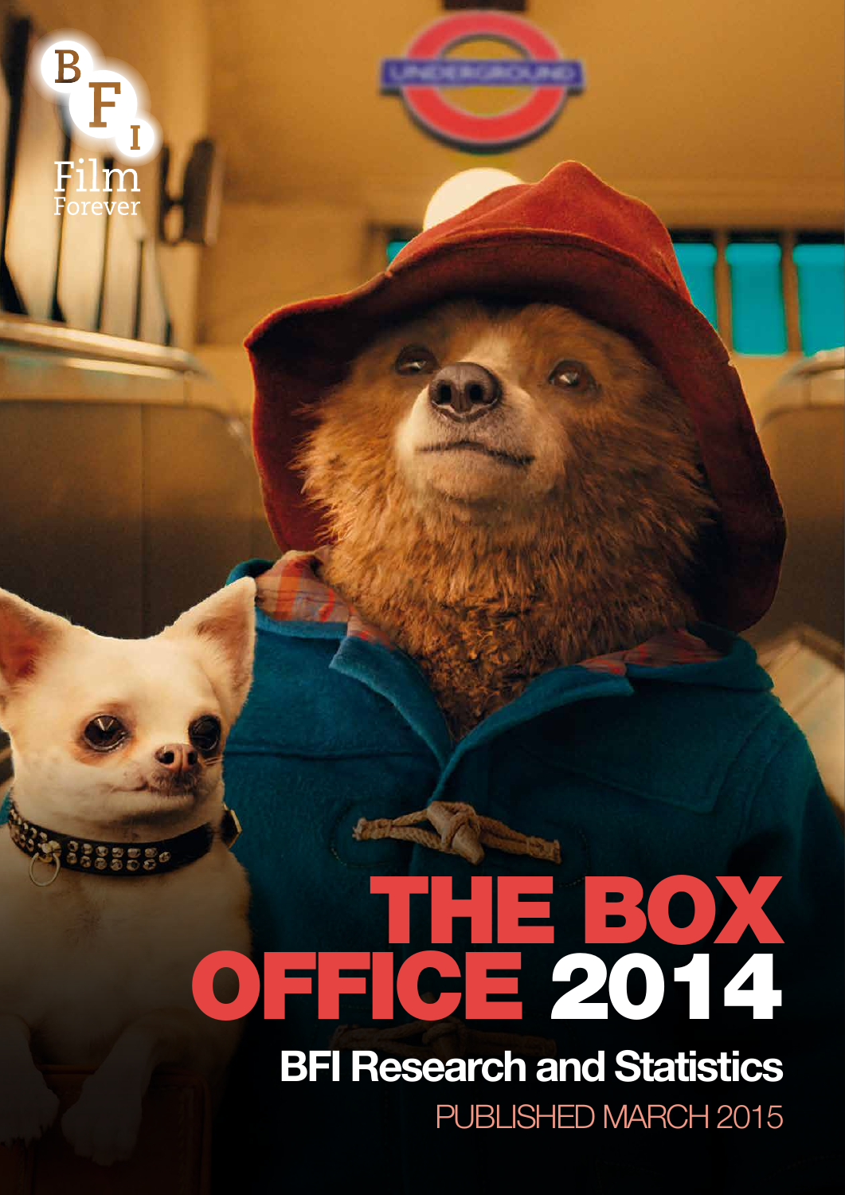# THE BOX OFFICE 2014

## BFI Research and Statistics

PUBLISHED MARCH 2015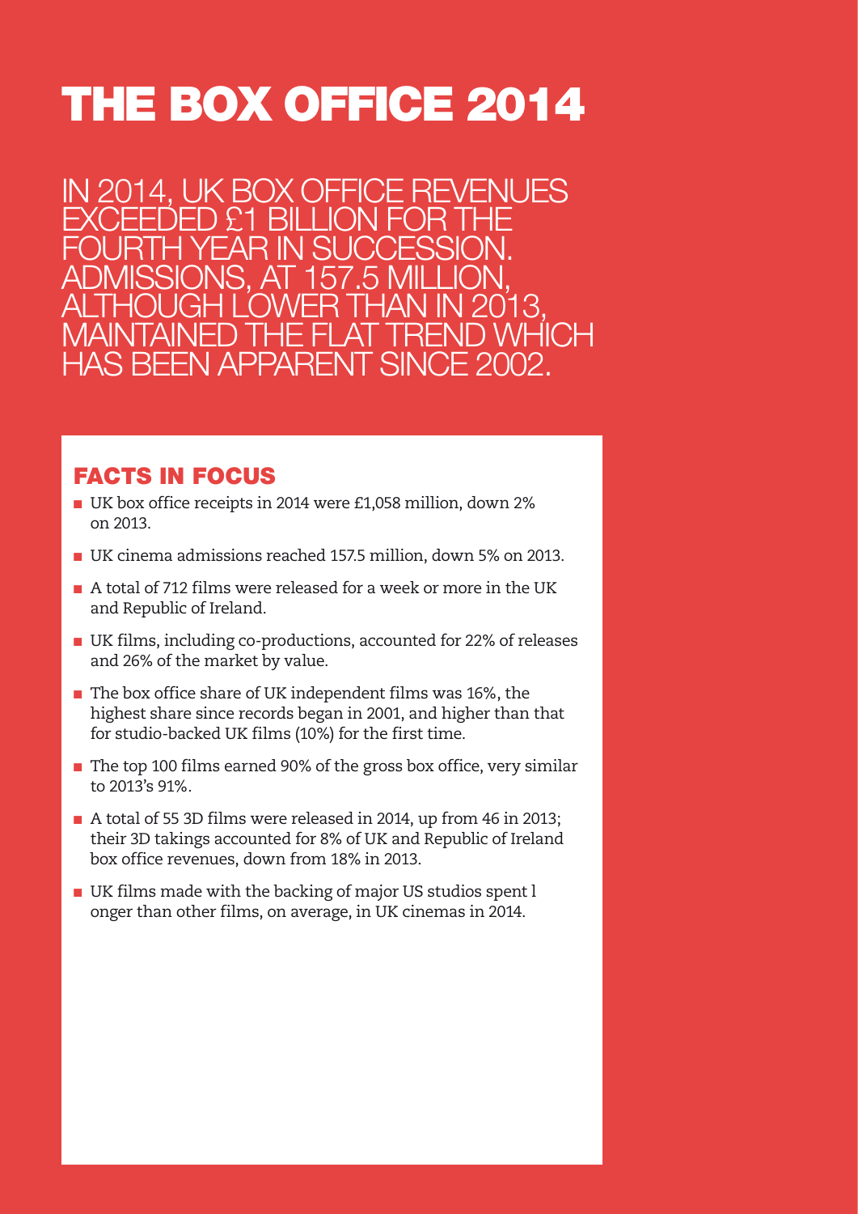# THE BOX OFFICE 2014

IN 2014, UK BOX OFFICE REVENUES EXCEEDED £1 BILLION FOR THE FOURTH YEAR IN SUCCESSION. ADMISSIONS, AT 157.5 MILLION, ALTHOUGH LOWER THAN IN 2013, MAINTAINED THE FLAT TREND WHICH HAS BEEN APPARENT SINCE 2002.

## FACTS IN FOCUS

- UK box office receipts in 2014 were £1,058 million, down 2% on 2013.
- UK cinema admissions reached 157.5 million, down 5% on 2013.
- A total of 712 films were released for a week or more in the UK and Republic of Ireland.
- UK films, including co-productions, accounted for 22% of releases and 26% of the market by value.
- The box office share of UK independent films was 16%, the highest share since records began in 2001, and higher than that for studio-backed UK films (10%) for the first time.
- The top 100 films earned 90% of the gross box office, very similar to 2013's 91%.
- A total of 55 3D films were released in 2014, up from 46 in 2013; their 3D takings accounted for 8% of UK and Republic of Ireland box office revenues, down from 18% in 2013.
- UK films made with the backing of major US studios spent l onger than other films, on average, in UK cinemas in 2014.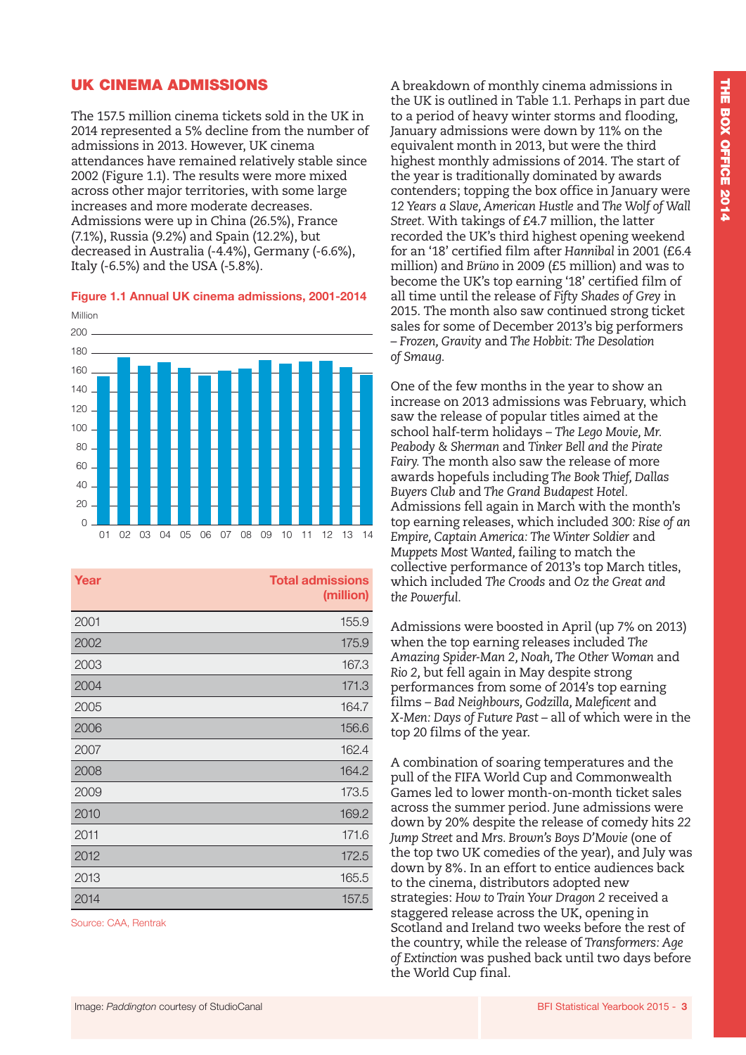## UK CINEMA ADMISSIONS

The 157.5 million cinema tickets sold in the UK in 2014 represented a 5% decline from the number of admissions in 2013. However, UK cinema attendances have remained relatively stable since 2002 (Figure 1.1). The results were more mixed across other major territories, with some large increases and more moderate decreases. Admissions were up in China (26.5%), France (7.1%), Russia (9.2%) and Spain (12.2%), but decreased in Australia (-4.4%), Germany (-6.6%), Italy (-6.5%) and the USA (-5.8%).

**Figure 1.1 Annual UK cinema admissions, 2001-2014**

| Year | Total admissions (million) |
|---|---|
| 2001 | 155.9 |
| 2002 | 175.9 |
| 2003 | 167.3 |
| 2004 | 171.3 |
| 2005 | 164.7 |
| 2006 | 156.6 |
| 2007 | 162.4 |
| 2008 | 164.2 |
| 2009 | 173.5 |
| 2010 | 169.2 |
| 2011 | 171.6 |
| 2012 | 172.5 |
| 2013 | 165.5 |
| 2014 | 157.5 |

Source: CAA, Rentrak

A breakdown of monthly cinema admissions in the UK is outlined in Table 1.1. Perhaps in part due to a period of heavy winter storms and flooding, January admissions were down by 11% on the equivalent month in 2013, but were the third highest monthly admissions of 2014. The start of the year is traditionally dominated by awards contenders; topping the box office in January were *12 Years a Slave*, *American Hustle* and *The Wolf of Wall Street*. With takings of £4.7 million, the latter recorded the UK's third highest opening weekend for an '18' certified film after *Hannibal* in 2001 (£6.4 million) and *Brüno* in 2009 (£5 million) and was to become the UK's top earning '18' certified film of all time until the release of *Fifty Shades of Grey* in 2015. The month also saw continued strong ticket sales for some of December 2013's big performers – *Frozen*, *Gravity* and *The Hobbit: The Desolation of Smaug*.

One of the few months in the year to show an increase on 2013 admissions was February, which saw the release of popular titles aimed at the school half-term holidays – *The Lego Movie*, *Mr. Peabody & Sherman* and *Tinker Bell and the Pirate Fairy*. The month also saw the release of more awards hopefuls including *The Book Thief*, *Dallas Buyers Club* and *The Grand Budapest Hotel*. Admissions fell again in March with the month's top earning releases, which included *300: Rise of an Empire*, *Captain America: The Winter Soldier* and *Muppets Most Wanted*, failing to match the collective performance of 2013's top March titles, which included *The Croods* and *Oz the Great and the Powerful*.

Admissions were boosted in April (up 7% on 2013) when the top earning releases included *The Amazing Spider-Man 2*, *Noah*, *The Other Woman* and *Rio 2*, but fell again in May despite strong performances from some of 2014's top earning films – *Bad Neighbours*, *Godzilla*, *Maleficent* and *X-Men: Days of Future Past* – all of which were in the top 20 films of the year.

A combination of soaring temperatures and the pull of the FIFA World Cup and Commonwealth Games led to lower month-on-month ticket sales across the summer period. June admissions were down by 20% despite the release of comedy hits *22 Jump Street* and *Mrs. Brown's Boys D'Movie* (one of the top two UK comedies of the year), and July was down by 8%. In an effort to entice audiences back to the cinema, distributors adopted new strategies: *How to Train Your Dragon 2* received a staggered release across the UK, opening in Scotland and Ireland two weeks before the rest of the country, while the release of *Transformers: Age of Extinction* was pushed back until two days before the World Cup final.

Image: *Paddington* courtesy of StudioCanal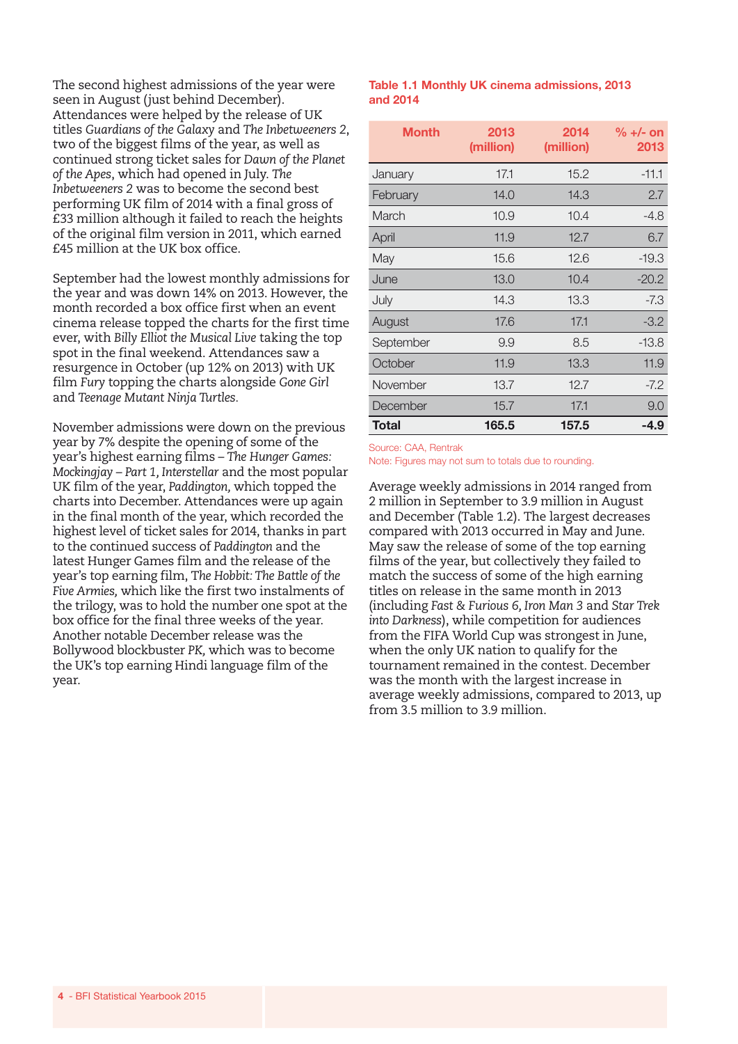The second highest admissions of the year were seen in August (just behind December). Attendances were helped by the release of UK titles *Guardians of the Galaxy* and *The Inbetweeners 2*, two of the biggest films of the year, as well as continued strong ticket sales for *Dawn of the Planet of the Apes*, which had opened in July. *The Inbetweeners 2* was to become the second best performing UK film of 2014 with a final gross of £33 million although it failed to reach the heights of the original film version in 2011, which earned £45 million at the UK box office.

September had the lowest monthly admissions for the year and was down 14% on 2013. However, the month recorded a box office first when an event cinema release topped the charts for the first time ever, with *Billy Elliot the Musical Live* taking the top spot in the final weekend. Attendances saw a resurgence in October (up 12% on 2013) with UK film *Fury* topping the charts alongside *Gone Girl* and *Teenage Mutant Ninja Turtles*.

November admissions were down on the previous year by 7% despite the opening of some of the year's highest earning films – *The Hunger Games: Mockingjay – Part 1*, *Interstellar* and the most popular UK film of the year, *Paddington*, which topped the charts into December. Attendances were up again in the final month of the year, which recorded the highest level of ticket sales for 2014, thanks in part to the continued success of *Paddington* and the latest Hunger Games film and the release of the year's top earning film, *The Hobbit: The Battle of the Five Armies*, which like the first two instalments of the trilogy, was to hold the number one spot at the box office for the final three weeks of the year. Another notable December release was the Bollywood blockbuster *PK*, which was to become the UK's top earning Hindi language film of the year.

**Table 1.1 Monthly UK cinema admissions, 2013 and 2014**

| Month | 2013 (million) | 2014 (million) | % +/- on 2013 |
|---|---|---|---|
| January | 17.1 | 15.2 | -11.1 |
| February | 14.0 | 14.3 | 2.7 |
| March | 10.9 | 10.4 | -4.8 |
| April | 11.9 | 12.7 | 6.7 |
| May | 15.6 | 12.6 | -19.3 |
| June | 13.0 | 10.4 | -20.2 |
| July | 14.3 | 13.3 | -7.3 |
| August | 17.6 | 17.1 | -3.2 |
| September | 9.9 | 8.5 | -13.8 |
| October | 11.9 | 13.3 | 11.9 |
| November | 13.7 | 12.7 | -7.2 |
| December | 15.7 | 17.1 | 9.0 |
| **Total** | **165.5** | **157.5** | **-4.9** |

Source: CAA, Rentrak

Note: Figures may not sum to totals due to rounding.

Average weekly admissions in 2014 ranged from 2 million in September to 3.9 million in August and December (Table 1.2). The largest decreases compared with 2013 occurred in May and June. May saw the release of some of the top earning films of the year, but collectively they failed to match the success of some of the high earning titles on release in the same month in 2013 (including *Fast & Furious 6*, *Iron Man 3* and *Star Trek into Darkness*), while competition for audiences from the FIFA World Cup was strongest in June, when the only UK nation to qualify for the tournament remained in the contest. December was the month with the largest increase in average weekly admissions, compared to 2013, up from 3.5 million to 3.9 million.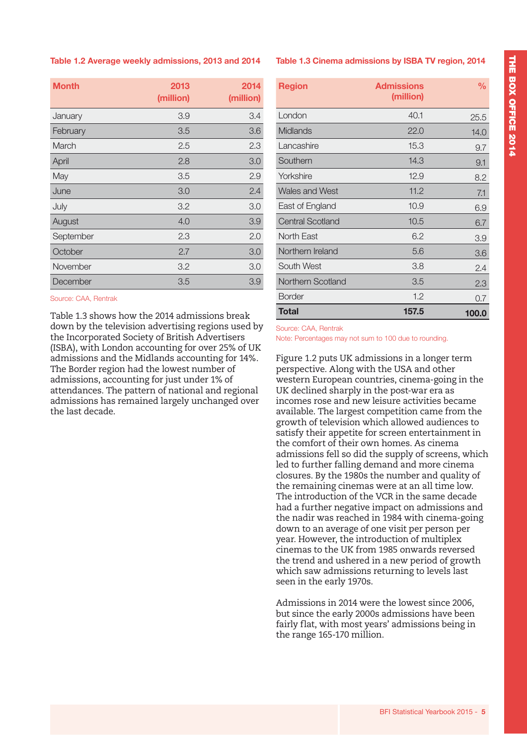**Table 1.2 Average weekly admissions, 2013 and 2014**

| Month | 2013 (million) | 2014 (million) |
|---|---|---|
| January | 3.9 | 3.4 |
| February | 3.5 | 3.6 |
| March | 2.5 | 2.3 |
| April | 2.8 | 3.0 |
| May | 3.5 | 2.9 |
| June | 3.0 | 2.4 |
| July | 3.2 | 3.0 |
| August | 4.0 | 3.9 |
| September | 2.3 | 2.0 |
| October | 2.7 | 3.0 |
| November | 3.2 | 3.0 |
| December | 3.5 | 3.9 |

Source: CAA, Rentrak

Table 1.3 shows how the 2014 admissions break down by the television advertising regions used by the Incorporated Society of British Advertisers (ISBA), with London accounting for over 25% of UK admissions and the Midlands accounting for 14%. The Border region had the lowest number of admissions, accounting for just under 1% of attendances. The pattern of national and regional admissions has remained largely unchanged over the last decade.

**Table 1.3 Cinema admissions by ISBA TV region, 2014**

| Region | Admissions (million) | % |
|---|---|---|
| London | 40.1 | 25.5 |
| Midlands | 22.0 | 14.0 |
| Lancashire | 15.3 | 9.7 |
| Southern | 14.3 | 9.1 |
| Yorkshire | 12.9 | 8.2 |
| Wales and West | 11.2 | 7.1 |
| East of England | 10.9 | 6.9 |
| Central Scotland | 10.5 | 6.7 |
| North East | 6.2 | 3.9 |
| Northern Ireland | 5.6 | 3.6 |
| South West | 3.8 | 2.4 |
| Northern Scotland | 3.5 | 2.3 |
| Border | 1.2 | 0.7 |
| **Total** | **157.5** | **100.0** |

Source: CAA, Rentrak
Note: Percentages may not sum to 100 due to rounding.

Figure 1.2 puts UK admissions in a longer term perspective. Along with the USA and other western European countries, cinema-going in the UK declined sharply in the post-war era as incomes rose and new leisure activities became available. The largest competition came from the growth of television which allowed audiences to satisfy their appetite for screen entertainment in the comfort of their own homes. As cinema admissions fell so did the supply of screens, which led to further falling demand and more cinema closures. By the 1980s the number and quality of the remaining cinemas were at an all time low. The introduction of the VCR in the same decade had a further negative impact on admissions and the nadir was reached in 1984 with cinema-going down to an average of one visit per person per year. However, the introduction of multiplex cinemas to the UK from 1985 onwards reversed the trend and ushered in a new period of growth which saw admissions returning to levels last seen in the early 1970s.

Admissions in 2014 were the lowest since 2006, but since the early 2000s admissions have been fairly flat, with most years' admissions being in the range 165-170 million.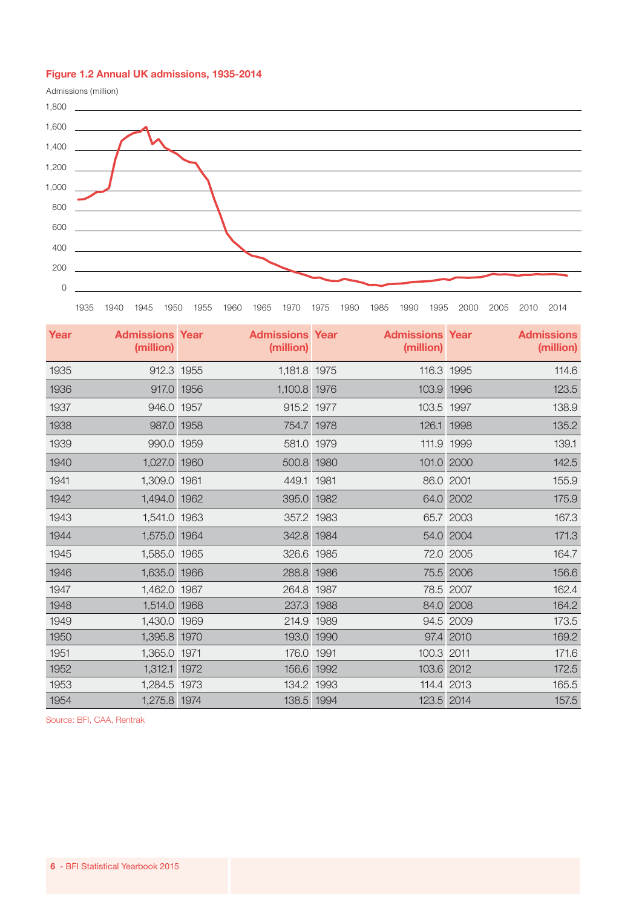**Figure 1.2 Annual UK admissions, 1935-2014**

| Year | Admissions (million) | Year | Admissions (million) | Year | Admissions (million) | Year | Admissions (million) |
|---|---|---|---|---|---|---|---|
| 1935 | 912.3 | 1955 | 1,181.8 | 1975 | 116.3 | 1995 | 114.6 |
| 1936 | 917.0 | 1956 | 1,100.8 | 1976 | 103.9 | 1996 | 123.5 |
| 1937 | 946.0 | 1957 | 915.2 | 1977 | 103.5 | 1997 | 138.9 |
| 1938 | 987.0 | 1958 | 754.7 | 1978 | 126.1 | 1998 | 135.2 |
| 1939 | 990.0 | 1959 | 581.0 | 1979 | 111.9 | 1999 | 139.1 |
| 1940 | 1,027.0 | 1960 | 500.8 | 1980 | 101.0 | 2000 | 142.5 |
| 1941 | 1,309.0 | 1961 | 449.1 | 1981 | 86.0 | 2001 | 155.9 |
| 1942 | 1,494.0 | 1962 | 395.0 | 1982 | 64.0 | 2002 | 175.9 |
| 1943 | 1,541.0 | 1963 | 357.2 | 1983 | 65.7 | 2003 | 167.3 |
| 1944 | 1,575.0 | 1964 | 342.8 | 1984 | 54.0 | 2004 | 171.3 |
| 1945 | 1,585.0 | 1965 | 326.6 | 1985 | 72.0 | 2005 | 164.7 |
| 1946 | 1,635.0 | 1966 | 288.8 | 1986 | 75.5 | 2006 | 156.6 |
| 1947 | 1,462.0 | 1967 | 264.8 | 1987 | 78.5 | 2007 | 162.4 |
| 1948 | 1,514.0 | 1968 | 237.3 | 1988 | 84.0 | 2008 | 164.2 |
| 1949 | 1,430.0 | 1969 | 214.9 | 1989 | 94.5 | 2009 | 173.5 |
| 1950 | 1,395.8 | 1970 | 193.0 | 1990 | 97.4 | 2010 | 169.2 |
| 1951 | 1,365.0 | 1971 | 176.0 | 1991 | 100.3 | 2011 | 171.6 |
| 1952 | 1,312.1 | 1972 | 156.6 | 1992 | 103.6 | 2012 | 172.5 |
| 1953 | 1,284.5 | 1973 | 134.2 | 1993 | 114.4 | 2013 | 165.5 |
| 1954 | 1,275.8 | 1974 | 138.5 | 1994 | 123.5 | 2014 | 157.5 |

Source: BFI, CAA, Rentrak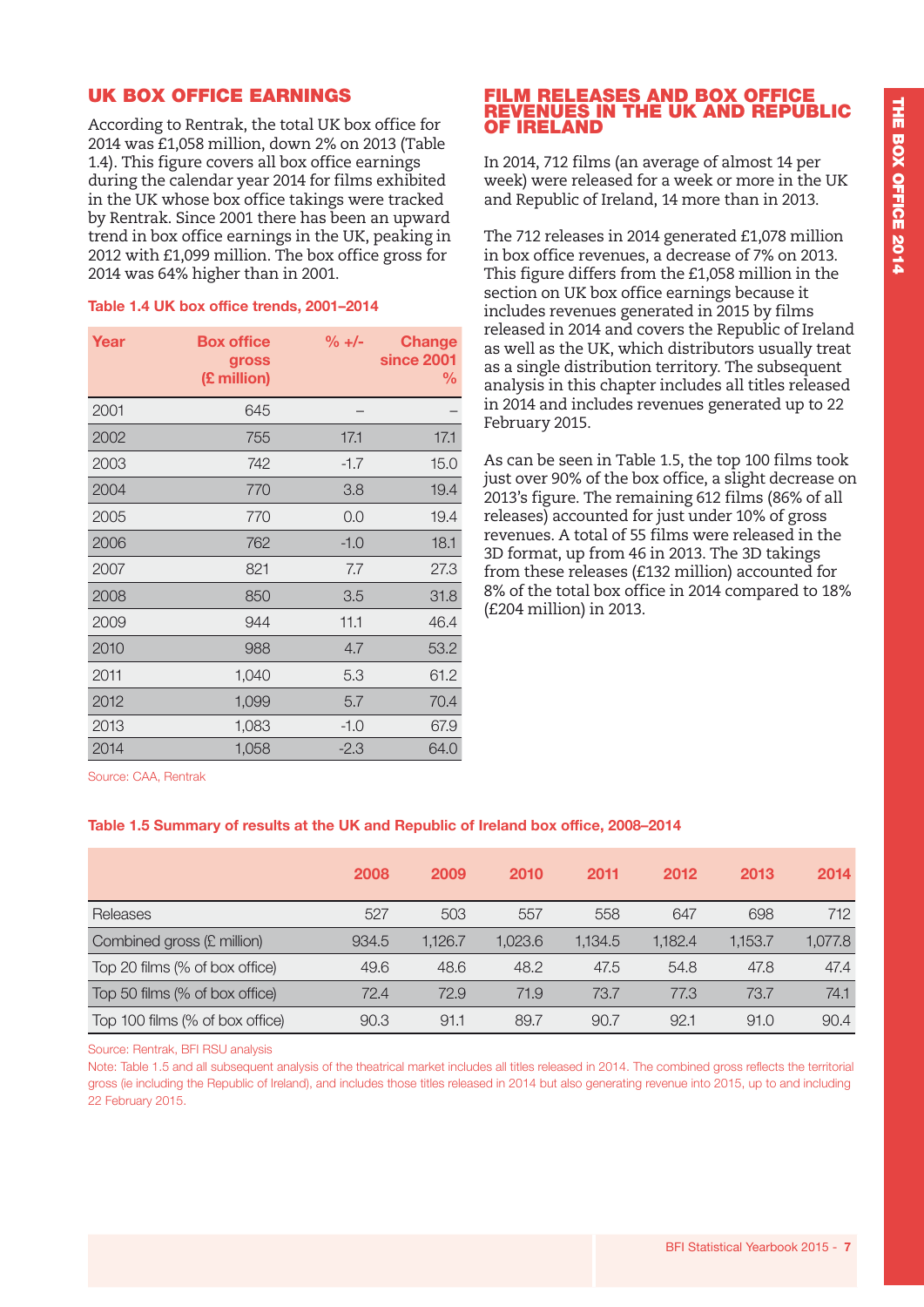## UK BOX OFFICE EARNINGS

According to Rentrak, the total UK box office for 2014 was £1,058 million, down 2% on 2013 (Table 1.4). This figure covers all box office earnings during the calendar year 2014 for films exhibited in the UK whose box office takings were tracked by Rentrak. Since 2001 there has been an upward trend in box office earnings in the UK, peaking in 2012 with £1,099 million. The box office gross for 2014 was 64% higher than in 2001.

**Table 1.4 UK box office trends, 2001–2014**

| Year | Box office gross (£ million) | % +/- | Change since 2001 % |
|---|---|---|---|
| 2001 | 645 | – | – |
| 2002 | 755 | 17.1 | 17.1 |
| 2003 | 742 | -1.7 | 15.0 |
| 2004 | 770 | 3.8 | 19.4 |
| 2005 | 770 | 0.0 | 19.4 |
| 2006 | 762 | -1.0 | 18.1 |
| 2007 | 821 | 7.7 | 27.3 |
| 2008 | 850 | 3.5 | 31.8 |
| 2009 | 944 | 11.1 | 46.4 |
| 2010 | 988 | 4.7 | 53.2 |
| 2011 | 1,040 | 5.3 | 61.2 |
| 2012 | 1,099 | 5.7 | 70.4 |
| 2013 | 1,083 | -1.0 | 67.9 |
| 2014 | 1,058 | -2.3 | 64.0 |

Source: CAA, Rentrak

## FILM RELEASES AND BOX OFFICE REVENUES IN THE UK AND REPUBLIC OF IRELAND

In 2014, 712 films (an average of almost 14 per week) were released for a week or more in the UK and Republic of Ireland, 14 more than in 2013.

The 712 releases in 2014 generated £1,078 million in box office revenues, a decrease of 7% on 2013. This figure differs from the £1,058 million in the section on UK box office earnings because it includes revenues generated in 2015 by films released in 2014 and covers the Republic of Ireland as well as the UK, which distributors usually treat as a single distribution territory. The subsequent analysis in this chapter includes all titles released in 2014 and includes revenues generated up to 22 February 2015.

As can be seen in Table 1.5, the top 100 films took just over 90% of the box office, a slight decrease on 2013's figure. The remaining 612 films (86% of all releases) accounted for just under 10% of gross revenues. A total of 55 films were released in the 3D format, up from 46 in 2013. The 3D takings from these releases (£132 million) accounted for 8% of the total box office in 2014 compared to 18% (£204 million) in 2013.

**Table 1.5 Summary of results at the UK and Republic of Ireland box office, 2008–2014**

| | 2008 | 2009 | 2010 | 2011 | 2012 | 2013 | 2014 |
|---|---|---|---|---|---|---|---|
| Releases | 527 | 503 | 557 | 558 | 647 | 698 | 712 |
| Combined gross (£ million) | 934.5 | 1,126.7 | 1,023.6 | 1,134.5 | 1,182.4 | 1,153.7 | 1,077.8 |
| Top 20 films (% of box office) | 49.6 | 48.6 | 48.2 | 47.5 | 54.8 | 47.8 | 47.4 |
| Top 50 films (% of box office) | 72.4 | 72.9 | 71.9 | 73.7 | 77.3 | 73.7 | 74.1 |
| Top 100 films (% of box office) | 90.3 | 91.1 | 89.7 | 90.7 | 92.1 | 91.0 | 90.4 |

Source: Rentrak, BFI RSU analysis

Note: Table 1.5 and all subsequent analysis of the theatrical market includes all titles released in 2014. The combined gross reflects the territorial gross (ie including the Republic of Ireland), and includes those titles released in 2014 but also generating revenue into 2015, up to and including 22 February 2015.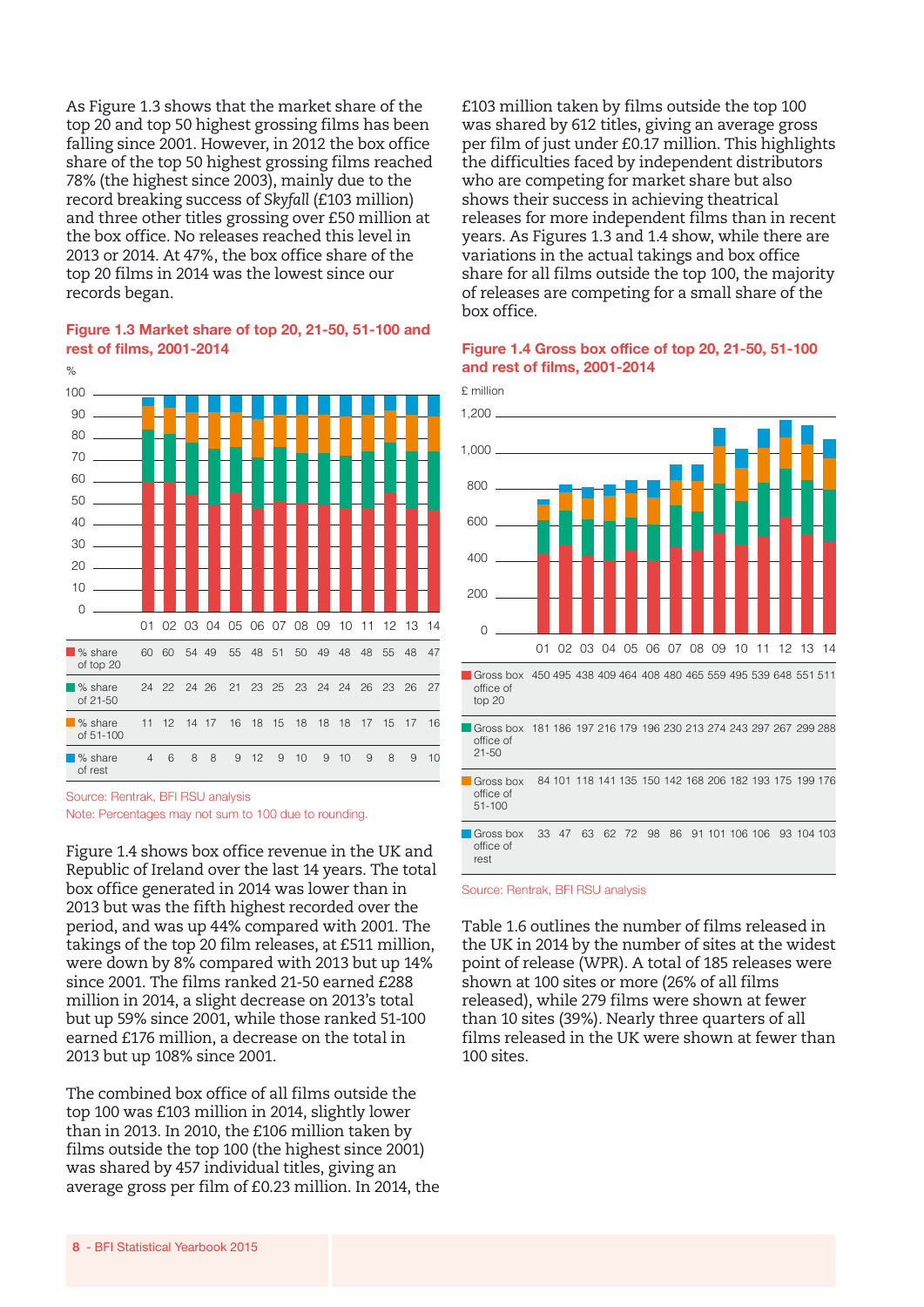As Figure 1.3 shows that the market share of the top 20 and top 50 highest grossing films has been falling since 2001. However, in 2012 the box office share of the top 50 highest grossing films reached 78% (the highest since 2003), mainly due to the record breaking success of *Skyfall* (£103 million) and three other titles grossing over £50 million at the box office. No releases reached this level in 2013 or 2014. At 47%, the box office share of the top 20 films in 2014 was the lowest since our records began.

**Figure 1.3 Market share of top 20, 21-50, 51-100 and rest of films, 2001-2014**

| | 01 | 02 | 03 | 04 | 05 | 06 | 07 | 08 | 09 | 10 | 11 | 12 | 13 | 14 |
|---|---|---|---|---|---|---|---|---|---|---|---|---|---|---|
| % share of top 20 | 60 | 60 | 54 | 49 | 55 | 48 | 51 | 50 | 49 | 48 | 48 | 55 | 48 | 47 |
| % share of 21-50 | 24 | 22 | 24 | 26 | 21 | 23 | 25 | 23 | 24 | 24 | 26 | 23 | 26 | 27 |
| % share of 51-100 | 11 | 12 | 14 | 17 | 16 | 18 | 15 | 18 | 18 | 18 | 17 | 15 | 17 | 16 |
| % share of rest | 4 | 6 | 8 | 8 | 9 | 12 | 9 | 10 | 9 | 10 | 9 | 8 | 9 | 10 |

Source: Rentrak, BFI RSU analysis

Note: Percentages may not sum to 100 due to rounding.

Figure 1.4 shows box office revenue in the UK and Republic of Ireland over the last 14 years. The total box office generated in 2014 was lower than in 2013 but was the fifth highest recorded over the period, and was up 44% compared with 2001. The takings of the top 20 film releases, at £511 million, were down by 8% compared with 2013 but up 14% since 2001. The films ranked 21-50 earned £288 million in 2014, a slight decrease on 2013's total but up 59% since 2001, while those ranked 51-100 earned £176 million, a decrease on the total in 2013 but up 108% since 2001.

The combined box office of all films outside the top 100 was £103 million in 2014, slightly lower than in 2013. In 2010, the £106 million taken by films outside the top 100 (the highest since 2001) was shared by 457 individual titles, giving an average gross per film of £0.23 million. In 2014, the £103 million taken by films outside the top 100 was shared by 612 titles, giving an average gross per film of just under £0.17 million. This highlights the difficulties faced by independent distributors who are competing for market share but also shows their success in achieving theatrical releases for more independent films than in recent years. As Figures 1.3 and 1.4 show, while there are variations in the actual takings and box office share for all films outside the top 100, the majority of releases are competing for a small share of the box office.

**Figure 1.4 Gross box office of top 20, 21-50, 51-100 and rest of films, 2001-2014**

£ million

| | 01 | 02 | 03 | 04 | 05 | 06 | 07 | 08 | 09 | 10 | 11 | 12 | 13 | 14 |
|---|---|---|---|---|---|---|---|---|---|---|---|---|---|---|
| Gross box office of top 20 | 450 | 495 | 438 | 409 | 464 | 408 | 480 | 465 | 559 | 495 | 539 | 648 | 551 | 511 |
| Gross box office of 21-50 | 181 | 186 | 197 | 216 | 179 | 196 | 230 | 213 | 274 | 243 | 297 | 267 | 299 | 288 |
| Gross box office of 51-100 | 84 | 101 | 118 | 141 | 135 | 150 | 142 | 168 | 206 | 182 | 193 | 175 | 199 | 176 |
| Gross box office of rest | 33 | 47 | 63 | 62 | 72 | 98 | 86 | 91 | 101 | 106 | 106 | 93 | 104 | 103 |

Source: Rentrak, BFI RSU analysis

Table 1.6 outlines the number of films released in the UK in 2014 by the number of sites at the widest point of release (WPR). A total of 185 releases were shown at 100 sites or more (26% of all films released), while 279 films were shown at fewer than 10 sites (39%). Nearly three quarters of all films released in the UK were shown at fewer than 100 sites.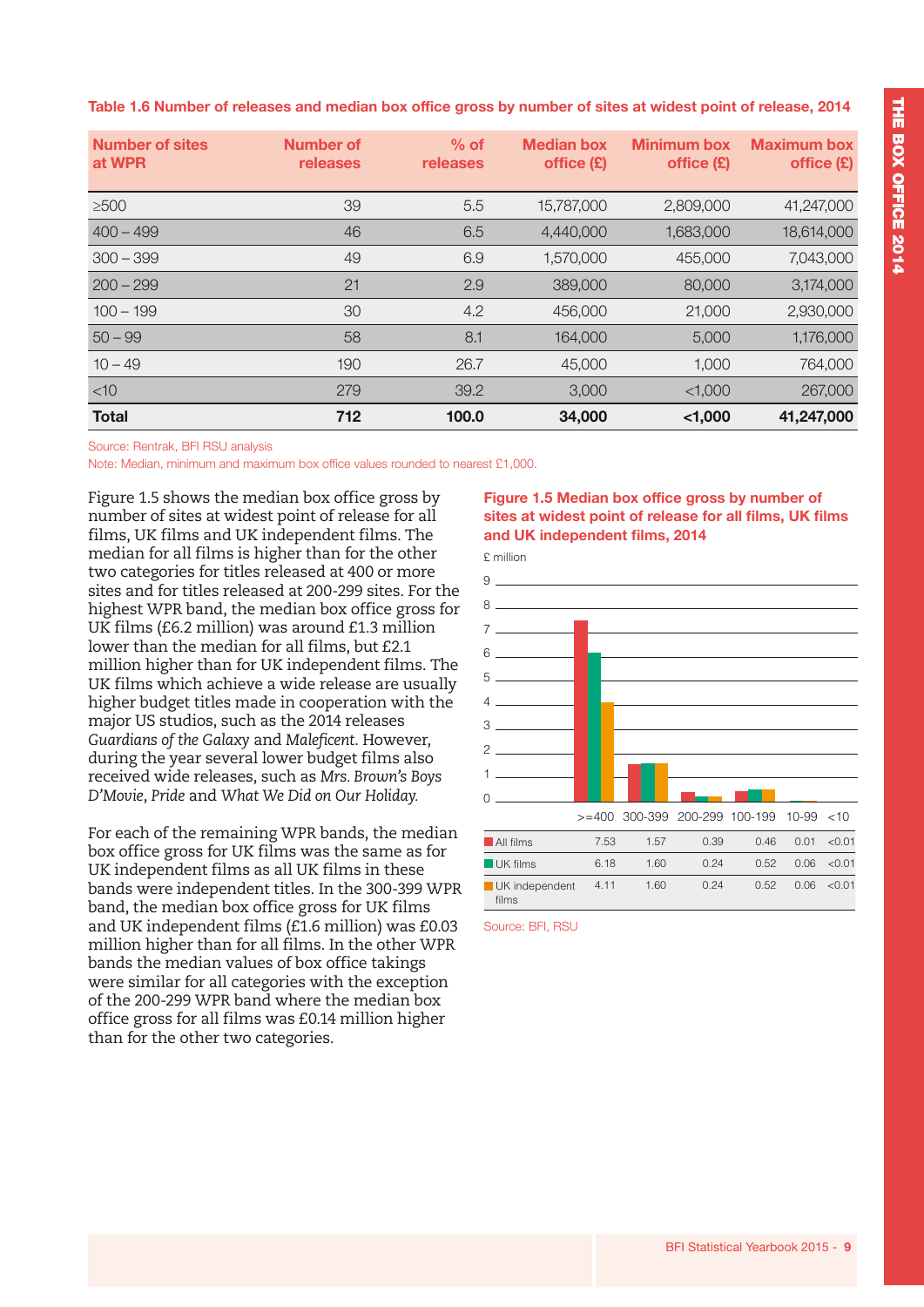**Table 1.6 Number of releases and median box office gross by number of sites at widest point of release, 2014**

| Number of sites at WPR | Number of releases | % of releases | Median box office (£) | Minimum box office (£) | Maximum box office (£) |
|---|---|---|---|---|---|
| ≥500 | 39 | 5.5 | 15,787,000 | 2,809,000 | 41,247,000 |
| 400 – 499 | 46 | 6.5 | 4,440,000 | 1,683,000 | 18,614,000 |
| 300 – 399 | 49 | 6.9 | 1,570,000 | 455,000 | 7,043,000 |
| 200 – 299 | 21 | 2.9 | 389,000 | 80,000 | 3,174,000 |
| 100 – 199 | 30 | 4.2 | 456,000 | 21,000 | 2,930,000 |
| 50 – 99 | 58 | 8.1 | 164,000 | 5,000 | 1,176,000 |
| 10 – 49 | 190 | 26.7 | 45,000 | 1,000 | 764,000 |
| <10 | 279 | 39.2 | 3,000 | <1,000 | 267,000 |
| **Total** | **712** | **100.0** | **34,000** | **<1,000** | **41,247,000** |

Source: Rentrak, BFI RSU analysis

Note: Median, minimum and maximum box office values rounded to nearest £1,000.

Figure 1.5 shows the median box office gross by number of sites at widest point of release for all films, UK films and UK independent films. The median for all films is higher than for the other two categories for titles released at 400 or more sites and for titles released at 200-299 sites. For the highest WPR band, the median box office gross for UK films (£6.2 million) was around £1.3 million lower than the median for all films, but £2.1 million higher than for UK independent films. The UK films which achieve a wide release are usually higher budget titles made in cooperation with the major US studios, such as the 2014 releases *Guardians of the Galaxy* and *Maleficent*. However, during the year several lower budget films also received wide releases, such as *Mrs. Brown's Boys D'Movie*, *Pride* and *What We Did on Our Holiday*.

For each of the remaining WPR bands, the median box office gross for UK films was the same as for UK independent films as all UK films in these bands were independent titles. In the 300-399 WPR band, the median box office gross for UK films and UK independent films (£1.6 million) was £0.03 million higher than for all films. In the other WPR bands the median values of box office takings were similar for all categories with the exception of the 200-299 WPR band where the median box office gross for all films was £0.14 million higher than for the other two categories.

**Figure 1.5 Median box office gross by number of sites at widest point of release for all films, UK films and UK independent films, 2014**

£ million

| | >=400 | 300-399 | 200-299 | 100-199 | 10-99 | <10 |
|---|---|---|---|---|---|---|
| All films | 7.53 | 1.57 | 0.39 | 0.46 | 0.01 | <0.01 |
| UK films | 6.18 | 1.60 | 0.24 | 0.52 | 0.06 | <0.01 |
| UK independent films | 4.11 | 1.60 | 0.24 | 0.52 | 0.06 | <0.01 |

Source: BFI, RSU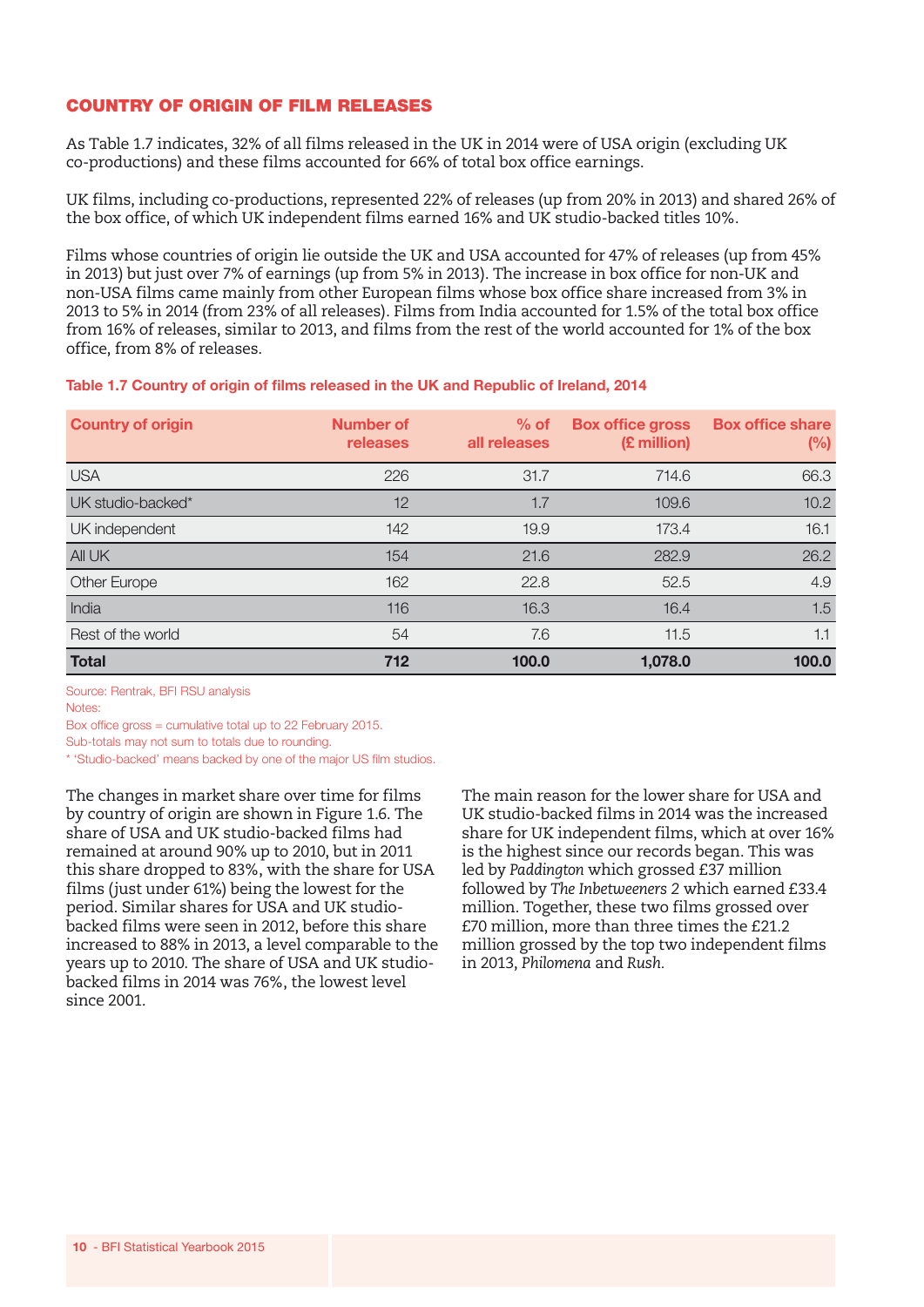## COUNTRY OF ORIGIN OF FILM RELEASES

As Table 1.7 indicates, 32% of all films released in the UK in 2014 were of USA origin (excluding UK co-productions) and these films accounted for 66% of total box office earnings.

UK films, including co-productions, represented 22% of releases (up from 20% in 2013) and shared 26% of the box office, of which UK independent films earned 16% and UK studio-backed titles 10%.

Films whose countries of origin lie outside the UK and USA accounted for 47% of releases (up from 45% in 2013) but just over 7% of earnings (up from 5% in 2013). The increase in box office for non-UK and non-USA films came mainly from other European films whose box office share increased from 3% in 2013 to 5% in 2014 (from 23% of all releases). Films from India accounted for 1.5% of the total box office from 16% of releases, similar to 2013, and films from the rest of the world accounted for 1% of the box office, from 8% of releases.

**Table 1.7 Country of origin of films released in the UK and Republic of Ireland, 2014**

| Country of origin | Number of releases | % of all releases | Box office gross (£ million) | Box office share (%) |
|---|---|---|---|---|
| USA | 226 | 31.7 | 714.6 | 66.3 |
| UK studio-backed* | 12 | 1.7 | 109.6 | 10.2 |
| UK independent | 142 | 19.9 | 173.4 | 16.1 |
| All UK | 154 | 21.6 | 282.9 | 26.2 |
| Other Europe | 162 | 22.8 | 52.5 | 4.9 |
| India | 116 | 16.3 | 16.4 | 1.5 |
| Rest of the world | 54 | 7.6 | 11.5 | 1.1 |
| **Total** | **712** | **100.0** | **1,078.0** | **100.0** |

Source: Rentrak, BFI RSU analysis

Notes:

Box office gross = cumulative total up to 22 February 2015.

Sub-totals may not sum to totals due to rounding.

* 'Studio-backed' means backed by one of the major US film studios.

The changes in market share over time for films by country of origin are shown in Figure 1.6. The share of USA and UK studio-backed films had remained at around 90% up to 2010, but in 2011 this share dropped to 83%, with the share for USA films (just under 61%) being the lowest for the period. Similar shares for USA and UK studio-backed films were seen in 2012, before this share increased to 88% in 2013, a level comparable to the years up to 2010. The share of USA and UK studio-backed films in 2014 was 76%, the lowest level since 2001.

The main reason for the lower share for USA and UK studio-backed films in 2014 was the increased share for UK independent films, which at over 16% is the highest since our records began. This was led by *Paddington* which grossed £37 million followed by *The Inbetweeners 2* which earned £33.4 million. Together, these two films grossed over £70 million, more than three times the £21.2 million grossed by the top two independent films in 2013, *Philomena* and *Rush*.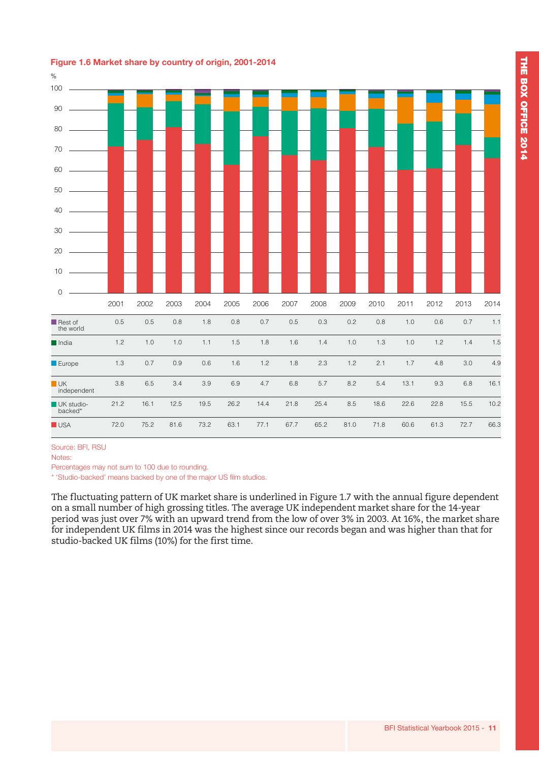**Figure 1.6 Market share by country of origin, 2001-2014**

| % | 2001 | 2002 | 2003 | 2004 | 2005 | 2006 | 2007 | 2008 | 2009 | 2010 | 2011 | 2012 | 2013 | 2014 |
|---|---|---|---|---|---|---|---|---|---|---|---|---|---|---|
| Rest of the world | 0.5 | 0.5 | 0.8 | 1.8 | 0.8 | 0.7 | 0.5 | 0.3 | 0.2 | 0.8 | 1.0 | 0.6 | 0.7 | 1.1 |
| India | 1.2 | 1.0 | 1.0 | 1.1 | 1.5 | 1.8 | 1.6 | 1.4 | 1.0 | 1.3 | 1.0 | 1.2 | 1.4 | 1.5 |
| Europe | 1.3 | 0.7 | 0.9 | 0.6 | 1.6 | 1.2 | 1.8 | 2.3 | 1.2 | 2.1 | 1.7 | 4.8 | 3.0 | 4.9 |
| UK independent | 3.8 | 6.5 | 3.4 | 3.9 | 6.9 | 4.7 | 6.8 | 5.7 | 8.2 | 5.4 | 13.1 | 9.3 | 6.8 | 16.1 |
| UK studio-backed* | 21.2 | 16.1 | 12.5 | 19.5 | 26.2 | 14.4 | 21.8 | 25.4 | 8.5 | 18.6 | 22.6 | 22.8 | 15.5 | 10.2 |
| USA | 72.0 | 75.2 | 81.6 | 73.2 | 63.1 | 77.1 | 67.7 | 65.2 | 81.0 | 71.8 | 60.6 | 61.3 | 72.7 | 66.3 |

Source: BFI, RSU

Notes:

Percentages may not sum to 100 due to rounding.

* 'Studio-backed' means backed by one of the major US film studios.

The fluctuating pattern of UK market share is underlined in Figure 1.7 with the annual figure dependent on a small number of high grossing titles. The average UK independent market share for the 14-year period was just over 7% with an upward trend from the low of over 3% in 2003. At 16%, the market share for independent UK films in 2014 was the highest since our records began and was higher than that for studio-backed UK films (10%) for the first time.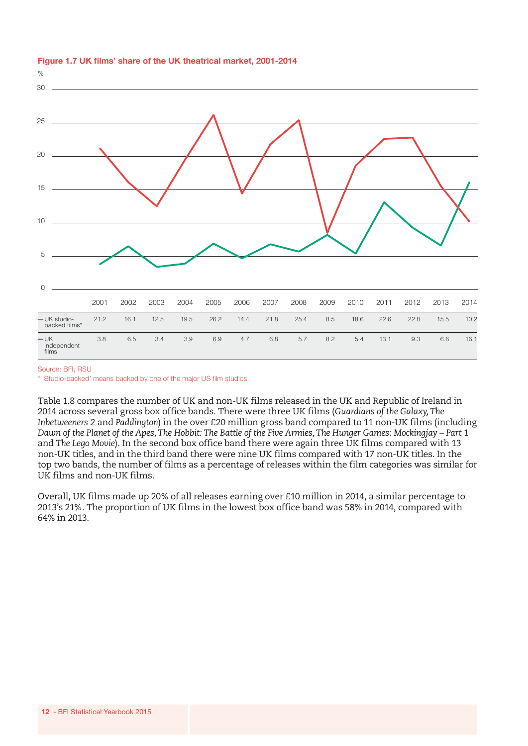**Figure 1.7 UK films' share of the UK theatrical market, 2001-2014**

| % | 2001 | 2002 | 2003 | 2004 | 2005 | 2006 | 2007 | 2008 | 2009 | 2010 | 2011 | 2012 | 2013 | 2014 |
|---|---|---|---|---|---|---|---|---|---|---|---|---|---|---|
| UK studio-backed films* | 21.2 | 16.1 | 12.5 | 19.5 | 26.2 | 14.4 | 21.8 | 25.4 | 8.5 | 18.6 | 22.6 | 22.8 | 15.5 | 10.2 |
| UK independent films | 3.8 | 6.5 | 3.4 | 3.9 | 6.9 | 4.7 | 6.8 | 5.7 | 8.2 | 5.4 | 13.1 | 9.3 | 6.6 | 16.1 |

Source: BFI, RSU

\* 'Studio-backed' means backed by one of the major US film studios.

Table 1.8 compares the number of UK and non-UK films released in the UK and Republic of Ireland in 2014 across several gross box office bands. There were three UK films (*Guardians of the Galaxy, The Inbetweeners 2* and *Paddington*) in the over £20 million gross band compared to 11 non-UK films (including *Dawn of the Planet of the Apes, The Hobbit: The Battle of the Five Armies, The Hunger Games: Mockingjay – Part 1* and *The Lego Movie*). In the second box office band there were again three UK films compared with 13 non-UK titles, and in the third band there were nine UK films compared with 17 non-UK titles. In the top two bands, the number of films as a percentage of releases within the film categories was similar for UK films and non-UK films.

Overall, UK films made up 20% of all releases earning over £10 million in 2014, a similar percentage to 2013's 21%. The proportion of UK films in the lowest box office band was 58% in 2014, compared with 64% in 2013.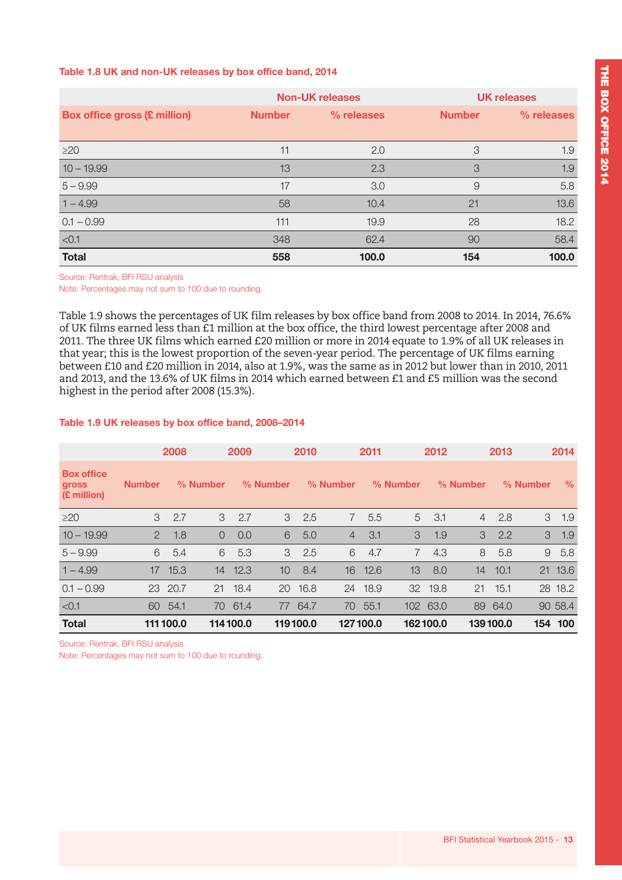**Table 1.8 UK and non-UK releases by box office band, 2014**

| | Non-UK releases | | UK releases | |
|---|---|---|---|---|
| **Box office gross (£ million)** | **Number** | **% releases** | **Number** | **% releases** |
| ≥20 | 11 | 2.0 | 3 | 1.9 |
| 10 – 19.99 | 13 | 2.3 | 3 | 1.9 |
| 5 – 9.99 | 17 | 3.0 | 9 | 5.8 |
| 1 – 4.99 | 58 | 10.4 | 21 | 13.6 |
| 0.1 – 0.99 | 111 | 19.9 | 28 | 18.2 |
| <0.1 | 348 | 62.4 | 90 | 58.4 |
| **Total** | **558** | **100.0** | **154** | **100.0** |

Source: Rentrak, BFI RSU analysis
Note: Percentages may not sum to 100 due to rounding.

Table 1.9 shows the percentages of UK film releases by box office band from 2008 to 2014. In 2014, 76.6% of UK films earned less than £1 million at the box office, the third lowest percentage after 2008 and 2011. The three UK films which earned £20 million or more in 2014 equate to 1.9% of all UK releases in that year; this is the lowest proportion of the seven-year period. The percentage of UK films earning between £10 and £20 million in 2014, also at 1.9%, was the same as in 2012 but lower than in 2010, 2011 and 2013, and the 13.6% of UK films in 2014 which earned between £1 and £5 million was the second highest in the period after 2008 (15.3%).

**Table 1.9 UK releases by box office band, 2008–2014**

| | 2008 | | 2009 | | 2010 | | 2011 | | 2012 | | 2013 | | 2014 | |
|---|---|---|---|---|---|---|---|---|---|---|---|---|---|---|
| **Box office gross (£ million)** | **Number** | **%** | **Number** | **%** | **Number** | **%** | **Number** | **%** | **Number** | **%** | **Number** | **%** | **Number** | **%** |
| ≥20 | 3 | 2.7 | 3 | 2.7 | 3 | 2.5 | 7 | 5.5 | 5 | 3.1 | 4 | 2.8 | 3 | 1.9 |
| 10 – 19.99 | 2 | 1.8 | 0 | 0.0 | 6 | 5.0 | 4 | 3.1 | 3 | 1.9 | 3 | 2.2 | 3 | 1.9 |
| 5 – 9.99 | 6 | 5.4 | 6 | 5.3 | 3 | 2.5 | 6 | 4.7 | 7 | 4.3 | 8 | 5.8 | 9 | 5.8 |
| 1 – 4.99 | 17 | 15.3 | 14 | 12.3 | 10 | 8.4 | 16 | 12.6 | 13 | 8.0 | 14 | 10.1 | 21 | 13.6 |
| 0.1 – 0.99 | 23 | 20.7 | 21 | 18.4 | 20 | 16.8 | 24 | 18.9 | 32 | 19.8 | 21 | 15.1 | 28 | 18.2 |
| <0.1 | 60 | 54.1 | 70 | 61.4 | 77 | 64.7 | 70 | 55.1 | 102 | 63.0 | 89 | 64.0 | 90 | 58.4 |
| **Total** | **111** | **100.0** | **114** | **100.0** | **119** | **100.0** | **127** | **100.0** | **162** | **100.0** | **139** | **100.0** | **154** | **100** |

Source: Rentrak, BFI RSU analysis
Note: Percentages may not sum to 100 due to rounding.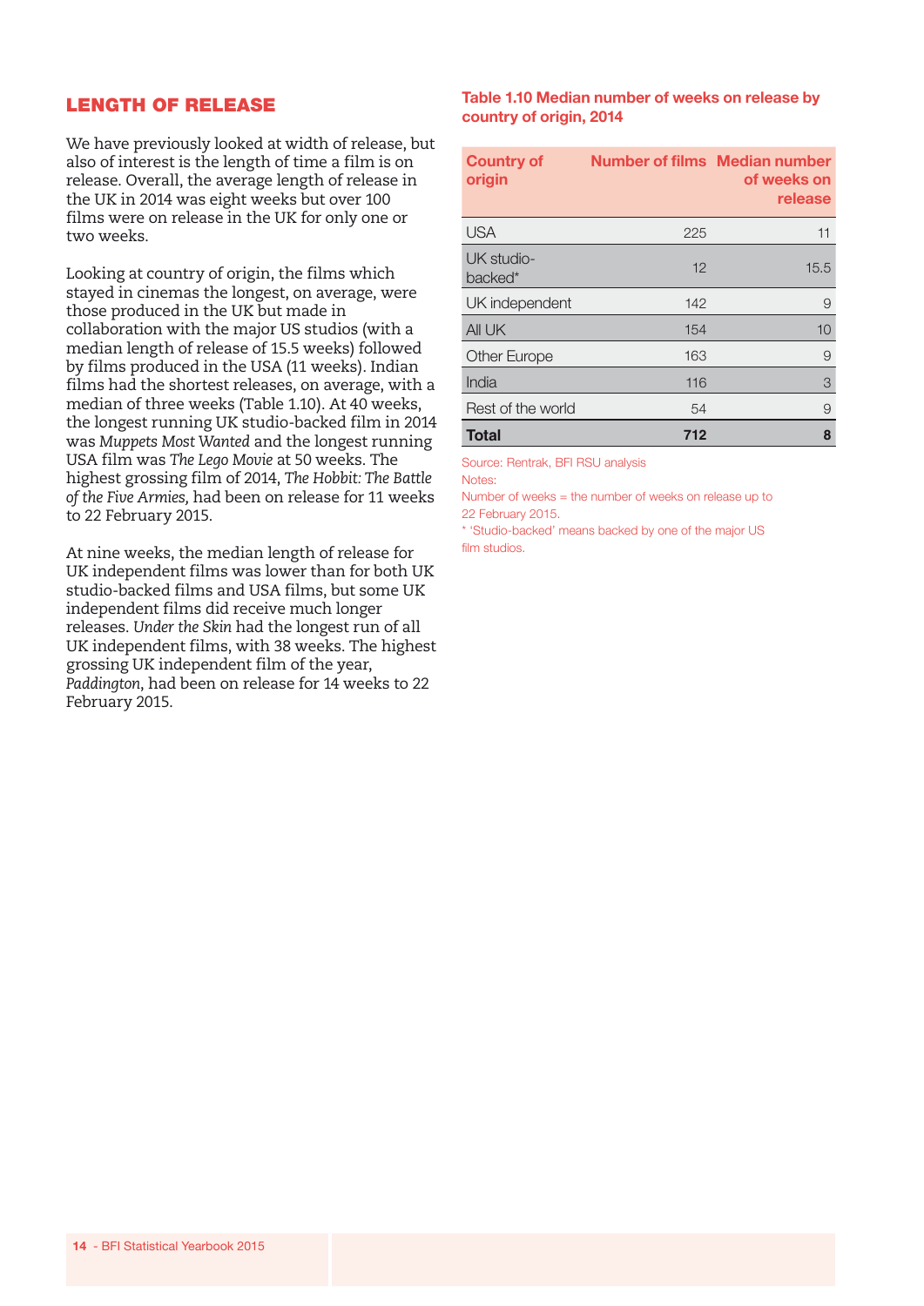## LENGTH OF RELEASE

We have previously looked at width of release, but also of interest is the length of time a film is on release. Overall, the average length of release in the UK in 2014 was eight weeks but over 100 films were on release in the UK for only one or two weeks.

Looking at country of origin, the films which stayed in cinemas the longest, on average, were those produced in the UK but made in collaboration with the major US studios (with a median length of release of 15.5 weeks) followed by films produced in the USA (11 weeks). Indian films had the shortest releases, on average, with a median of three weeks (Table 1.10). At 40 weeks, the longest running UK studio-backed film in 2014 was *Muppets Most Wanted* and the longest running USA film was *The Lego Movie* at 50 weeks. The highest grossing film of 2014, *The Hobbit: The Battle of the Five Armies,* had been on release for 11 weeks to 22 February 2015.

At nine weeks, the median length of release for UK independent films was lower than for both UK studio-backed films and USA films, but some UK independent films did receive much longer releases. *Under the Skin* had the longest run of all UK independent films, with 38 weeks. The highest grossing UK independent film of the year, *Paddington*, had been on release for 14 weeks to 22 February 2015.

**Table 1.10 Median number of weeks on release by country of origin, 2014**

| Country of origin | Number of films | Median number of weeks on release |
|---|---|---|
| USA | 225 | 11 |
| UK studio-backed* | 12 | 15.5 |
| UK independent | 142 | 9 |
| All UK | 154 | 10 |
| Other Europe | 163 | 9 |
| India | 116 | 3 |
| Rest of the world | 54 | 9 |
| **Total** | **712** | **8** |

Source: Rentrak, BFI RSU analysis

Notes:

Number of weeks = the number of weeks on release up to 22 February 2015.

* 'Studio-backed' means backed by one of the major US film studios.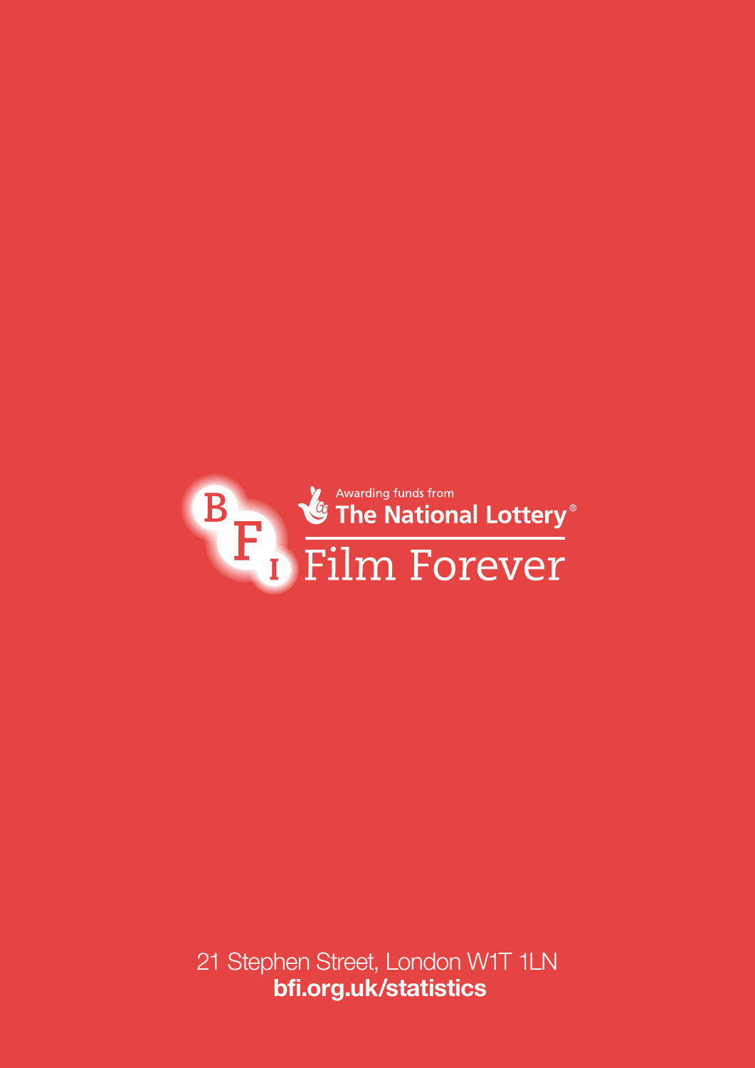Awarding funds from The National Lottery®

Film Forever

21 Stephen Street, London W1T 1LN
**bfi.org.uk/statistics**